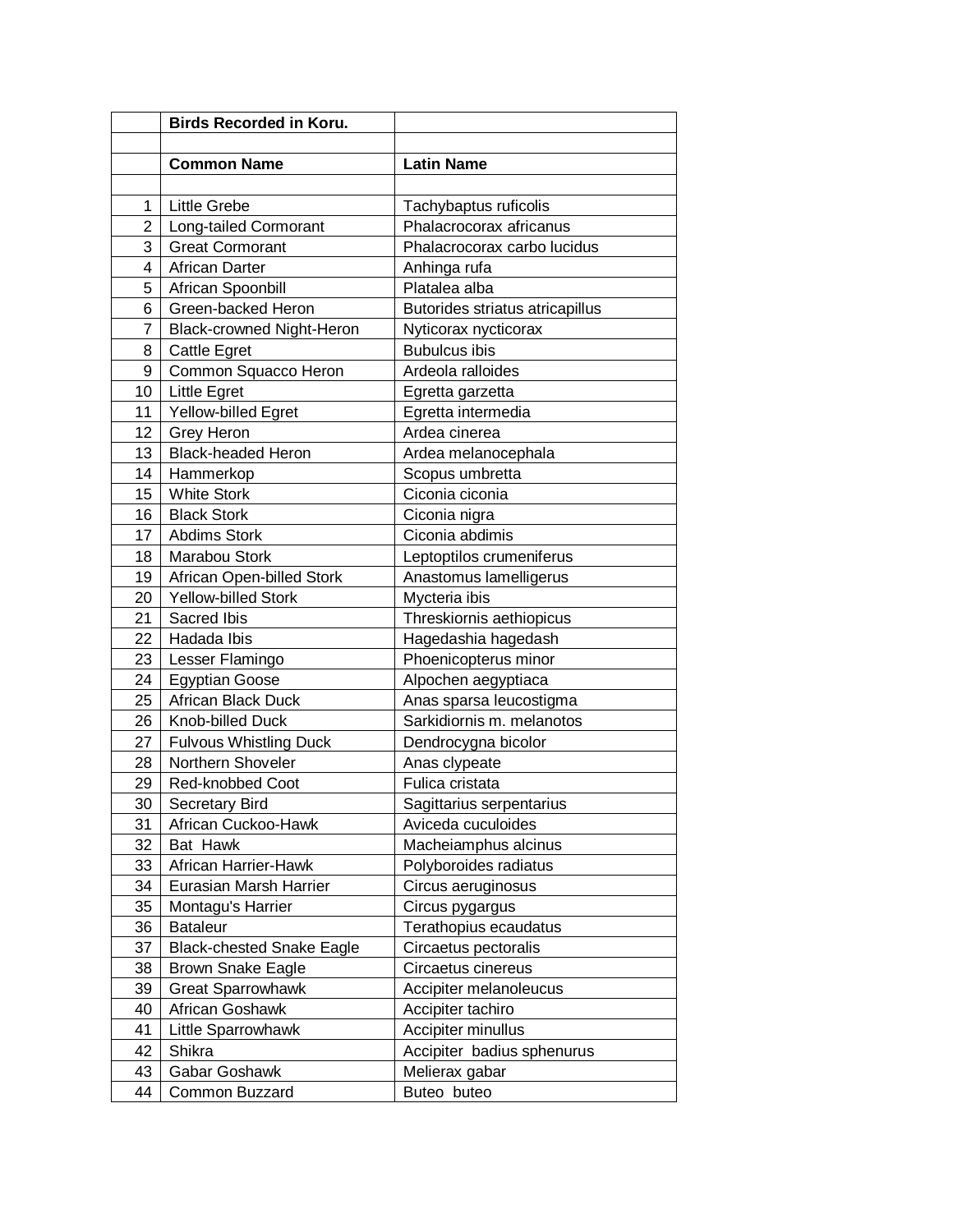| | **Birds Recorded in Koru.** | |
|---|---|---|
| | | |
| | **Common Name** | **Latin Name** |
| | | |
| 1 | Little Grebe | Tachybaptus ruficolis |
| 2 | Long-tailed Cormorant | Phalacrocorax africanus |
| 3 | Great Cormorant | Phalacrocorax carbo lucidus |
| 4 | African Darter | Anhinga rufa |
| 5 | African Spoonbill | Platalea alba |
| 6 | Green-backed Heron | Butorides striatus atricapillus |
| 7 | Black-crowned Night-Heron | Nyticorax nycticorax |
| 8 | Cattle Egret | Bubulcus ibis |
| 9 | Common Squacco Heron | Ardeola ralloides |
| 10 | Little Egret | Egretta garzetta |
| 11 | Yellow-billed Egret | Egretta intermedia |
| 12 | Grey Heron | Ardea cinerea |
| 13 | Black-headed Heron | Ardea melanocephala |
| 14 | Hammerkop | Scopus umbretta |
| 15 | White Stork | Ciconia ciconia |
| 16 | Black Stork | Ciconia nigra |
| 17 | Abdims Stork | Ciconia abdimis |
| 18 | Marabou Stork | Leptoptilos crumeniferus |
| 19 | African Open-billed Stork | Anastomus lamelligerus |
| 20 | Yellow-billed Stork | Mycteria ibis |
| 21 | Sacred Ibis | Threskiornis aethiopicus |
| 22 | Hadada Ibis | Hagedashia hagedash |
| 23 | Lesser Flamingo | Phoenicopterus minor |
| 24 | Egyptian Goose | Alpochen aegyptiaca |
| 25 | African Black Duck | Anas sparsa leucostigma |
| 26 | Knob-billed Duck | Sarkidiornis m. melanotos |
| 27 | Fulvous Whistling Duck | Dendrocygna bicolor |
| 28 | Northern Shoveler | Anas clypeate |
| 29 | Red-knobbed Coot | Fulica cristata |
| 30 | Secretary Bird | Sagittarius serpentarius |
| 31 | African Cuckoo-Hawk | Aviceda cuculoides |
| 32 | Bat Hawk | Macheiamphus alcinus |
| 33 | African Harrier-Hawk | Polyboroides radiatus |
| 34 | Eurasian Marsh Harrier | Circus aeruginosus |
| 35 | Montagu's Harrier | Circus pygargus |
| 36 | Bataleur | Terathopius ecaudatus |
| 37 | Black-chested Snake Eagle | Circaetus pectoralis |
| 38 | Brown Snake Eagle | Circaetus cinereus |
| 39 | Great Sparrowhawk | Accipiter melanoleucus |
| 40 | African Goshawk | Accipiter tachiro |
| 41 | Little Sparrowhawk | Accipiter minullus |
| 42 | Shikra | Accipiter badius sphenurus |
| 43 | Gabar Goshawk | Melierax gabar |
| 44 | Common Buzzard | Buteo buteo |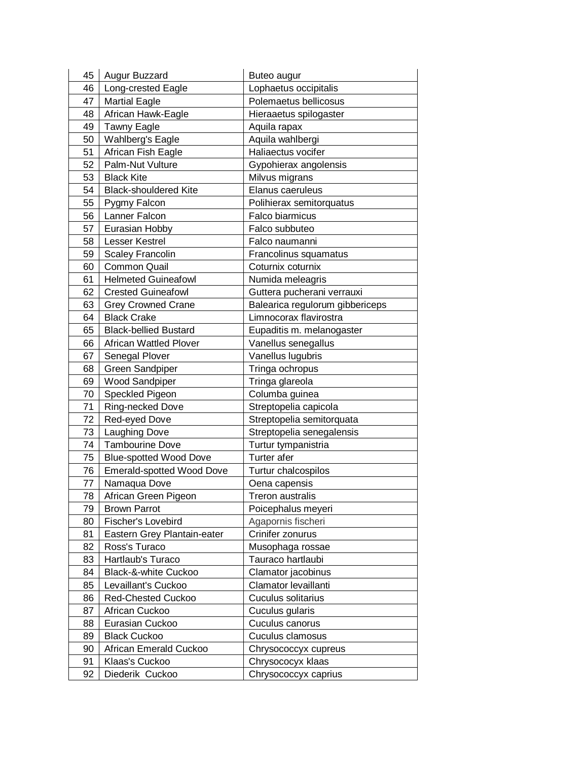| | | |
|---|---|---|
| 45 | Augur Buzzard | Buteo augur |
| 46 | Long-crested Eagle | Lophaetus occipitalis |
| 47 | Martial Eagle | Polemaetus bellicosus |
| 48 | African Hawk-Eagle | Hieraaetus spilogaster |
| 49 | Tawny Eagle | Aquila rapax |
| 50 | Wahlberg's Eagle | Aquila wahlbergi |
| 51 | African Fish Eagle | Haliaectus vocifer |
| 52 | Palm-Nut Vulture | Gypohierax angolensis |
| 53 | Black Kite | Milvus migrans |
| 54 | Black-shouldered Kite | Elanus caeruleus |
| 55 | Pygmy Falcon | Polihierax semitorquatus |
| 56 | Lanner Falcon | Falco biarmicus |
| 57 | Eurasian Hobby | Falco subbuteo |
| 58 | Lesser Kestrel | Falco naumanni |
| 59 | Scaley Francolin | Francolinus squamatus |
| 60 | Common Quail | Coturnix coturnix |
| 61 | Helmeted Guineafowl | Numida meleagris |
| 62 | Crested Guineafowl | Guttera pucherani verrauxi |
| 63 | Grey Crowned Crane | Balearica regulorum gibbericeps |
| 64 | Black Crake | Limnocorax flavirostra |
| 65 | Black-bellied Bustard | Eupaditis m. melanogaster |
| 66 | African Wattled Plover | Vanellus senegallus |
| 67 | Senegal Plover | Vanellus lugubris |
| 68 | Green Sandpiper | Tringa ochropus |
| 69 | Wood Sandpiper | Tringa glareola |
| 70 | Speckled Pigeon | Columba guinea |
| 71 | Ring-necked Dove | Streptopelia capicola |
| 72 | Red-eyed Dove | Streptopelia semitorquata |
| 73 | Laughing Dove | Streptopelia senegalensis |
| 74 | Tambourine Dove | Turtur tympanistria |
| 75 | Blue-spotted Wood Dove | Turter afer |
| 76 | Emerald-spotted Wood Dove | Turtur chalcospilos |
| 77 | Namaqua Dove | Oena capensis |
| 78 | African Green Pigeon | Treron australis |
| 79 | Brown Parrot | Poicephalus meyeri |
| 80 | Fischer's Lovebird | Agapornis fischeri |
| 81 | Eastern Grey Plantain-eater | Crinifer zonurus |
| 82 | Ross's Turaco | Musophaga rossae |
| 83 | Hartlaub's Turaco | Tauraco hartlaubi |
| 84 | Black-&-white Cuckoo | Clamator jacobinus |
| 85 | Levaillant's Cuckoo | Clamator levaillanti |
| 86 | Red-Chested Cuckoo | Cuculus solitarius |
| 87 | African Cuckoo | Cuculus gularis |
| 88 | Eurasian Cuckoo | Cuculus canorus |
| 89 | Black Cuckoo | Cuculus clamosus |
| 90 | African Emerald Cuckoo | Chrysococcyx cupreus |
| 91 | Klaas's Cuckoo | Chrysococycx klaas |
| 92 | Diederik Cuckoo | Chrysococcyx caprius |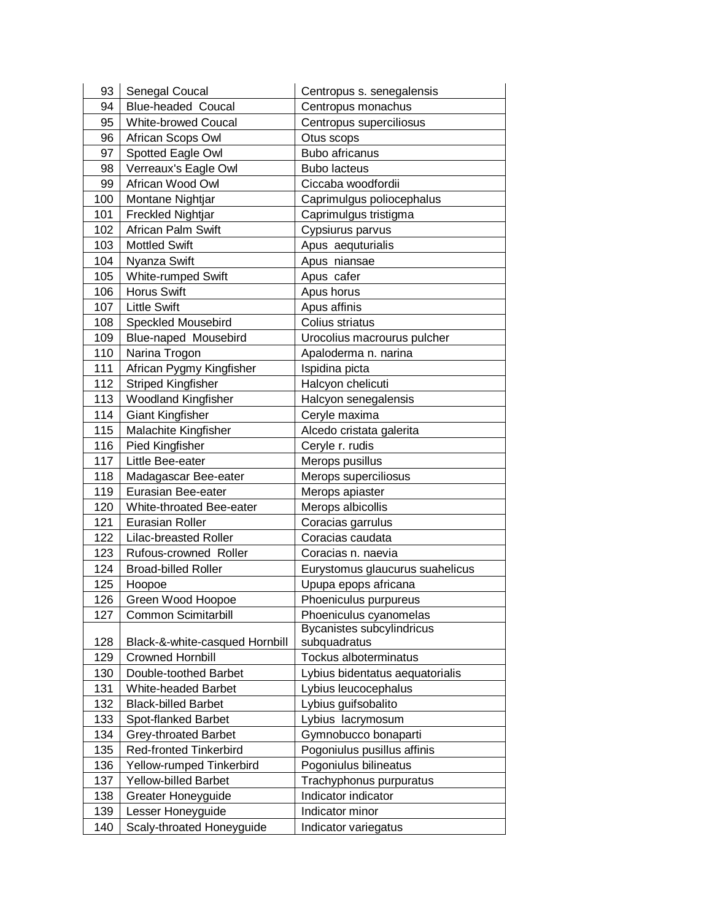| 93 | Senegal Coucal | Centropus s. senegalensis |
|---|---|---|
| 94 | Blue-headed Coucal | Centropus monachus |
| 95 | White-browed Coucal | Centropus superciliosus |
| 96 | African Scops Owl | Otus scops |
| 97 | Spotted Eagle Owl | Bubo africanus |
| 98 | Verreaux's Eagle Owl | Bubo lacteus |
| 99 | African Wood Owl | Ciccaba woodfordii |
| 100 | Montane Nightjar | Caprimulgus poliocephalus |
| 101 | Freckled Nightjar | Caprimulgus tristigma |
| 102 | African Palm Swift | Cypsiurus parvus |
| 103 | Mottled Swift | Apus aequturialis |
| 104 | Nyanza Swift | Apus niansae |
| 105 | White-rumped Swift | Apus cafer |
| 106 | Horus Swift | Apus horus |
| 107 | Little Swift | Apus affinis |
| 108 | Speckled Mousebird | Colius striatus |
| 109 | Blue-naped Mousebird | Urocolius macrourus pulcher |
| 110 | Narina Trogon | Apaloderma n. narina |
| 111 | African Pygmy Kingfisher | Ispidina picta |
| 112 | Striped Kingfisher | Halcyon chelicuti |
| 113 | Woodland Kingfisher | Halcyon senegalensis |
| 114 | Giant Kingfisher | Ceryle maxima |
| 115 | Malachite Kingfisher | Alcedo cristata galerita |
| 116 | Pied Kingfisher | Ceryle r. rudis |
| 117 | Little Bee-eater | Merops pusillus |
| 118 | Madagascar Bee-eater | Merops superciliosus |
| 119 | Eurasian Bee-eater | Merops apiaster |
| 120 | White-throated Bee-eater | Merops albicollis |
| 121 | Eurasian Roller | Coracias garrulus |
| 122 | Lilac-breasted Roller | Coracias caudata |
| 123 | Rufous-crowned Roller | Coracias n. naevia |
| 124 | Broad-billed Roller | Eurystomus glaucurus suahelicus |
| 125 | Hoopoe | Upupa epops africana |
| 126 | Green Wood Hoopoe | Phoeniculus purpureus |
| 127 | Common Scimitarbill | Phoeniculus cyanomelas |
| 128 | Black-&-white-casqued Hornbill | Bycanistes subcylindricus subquadratus |
| 129 | Crowned Hornbill | Tockus alboterminatus |
| 130 | Double-toothed Barbet | Lybius bidentatus aequatorialis |
| 131 | White-headed Barbet | Lybius leucocephalus |
| 132 | Black-billed Barbet | Lybius guifsobalito |
| 133 | Spot-flanked Barbet | Lybius lacrymosum |
| 134 | Grey-throated Barbet | Gymnobucco bonaparti |
| 135 | Red-fronted Tinkerbird | Pogoniulus pusillus affinis |
| 136 | Yellow-rumped Tinkerbird | Pogoniulus bilineatus |
| 137 | Yellow-billed Barbet | Trachyphonus purpuratus |
| 138 | Greater Honeyguide | Indicator indicator |
| 139 | Lesser Honeyguide | Indicator minor |
| 140 | Scaly-throated Honeyguide | Indicator variegatus |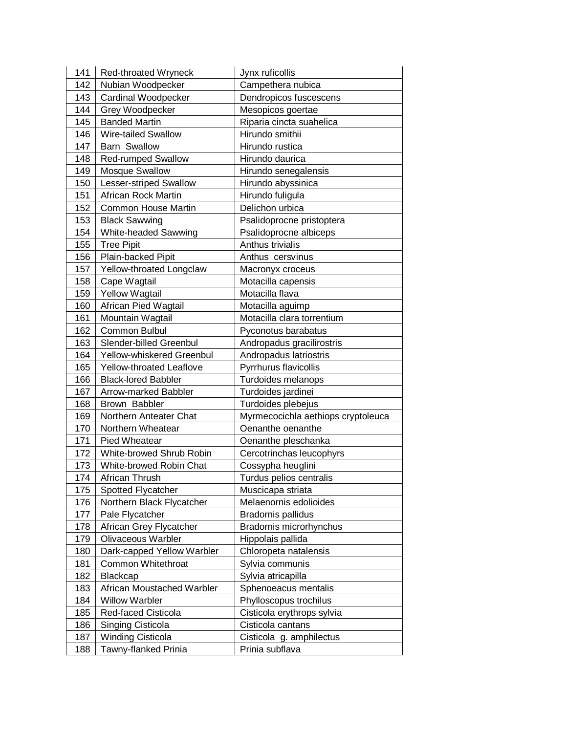| 141 | Red-throated Wryneck | Jynx ruficollis |
|---|---|---|
| 142 | Nubian Woodpecker | Campethera nubica |
| 143 | Cardinal Woodpecker | Dendropicos fuscescens |
| 144 | Grey Woodpecker | Mesopicos goertae |
| 145 | Banded Martin | Riparia cincta suahelica |
| 146 | Wire-tailed Swallow | Hirundo smithii |
| 147 | Barn Swallow | Hirundo rustica |
| 148 | Red-rumped Swallow | Hirundo daurica |
| 149 | Mosque Swallow | Hirundo senegalensis |
| 150 | Lesser-striped Swallow | Hirundo abyssinica |
| 151 | African Rock Martin | Hirundo fuligula |
| 152 | Common House Martin | Delichon urbica |
| 153 | Black Sawwing | Psalidoprocne pristoptera |
| 154 | White-headed Sawwing | Psalidoprocne albiceps |
| 155 | Tree Pipit | Anthus trivialis |
| 156 | Plain-backed Pipit | Anthus cersvinus |
| 157 | Yellow-throated Longclaw | Macronyx croceus |
| 158 | Cape Wagtail | Motacilla capensis |
| 159 | Yellow Wagtail | Motacilla flava |
| 160 | African Pied Wagtail | Motacilla aguimp |
| 161 | Mountain Wagtail | Motacilla clara torrentium |
| 162 | Common Bulbul | Pyconotus barabatus |
| 163 | Slender-billed Greenbul | Andropadus gracilirostris |
| 164 | Yellow-whiskered Greenbul | Andropadus latriostris |
| 165 | Yellow-throated Leaflove | Pyrrhurus flavicollis |
| 166 | Black-lored Babbler | Turdoides melanops |
| 167 | Arrow-marked Babbler | Turdoides jardinei |
| 168 | Brown Babbler | Turdoides plebejus |
| 169 | Northern Anteater Chat | Myrmecocichla aethiops cryptoleuca |
| 170 | Northern Wheatear | Oenanthe oenanthe |
| 171 | Pied Wheatear | Oenanthe pleschanka |
| 172 | White-browed Shrub Robin | Cercotrinchas leucophyrs |
| 173 | White-browed Robin Chat | Cossypha heuglini |
| 174 | African Thrush | Turdus pelios centralis |
| 175 | Spotted Flycatcher | Muscicapa striata |
| 176 | Northern Black Flycatcher | Melaenornis edolioides |
| 177 | Pale Flycatcher | Bradornis pallidus |
| 178 | African Grey Flycatcher | Bradornis microrhynchus |
| 179 | Olivaceous Warbler | Hippolais pallida |
| 180 | Dark-capped Yellow Warbler | Chloropeta natalensis |
| 181 | Common Whitethroat | Sylvia communis |
| 182 | Blackcap | Sylvia atricapilla |
| 183 | African Moustached Warbler | Sphenoeacus mentalis |
| 184 | Willow Warbler | Phylloscopus trochilus |
| 185 | Red-faced Cisticola | Cisticola erythrops sylvia |
| 186 | Singing Cisticola | Cisticola cantans |
| 187 | Winding Cisticola | Cisticola g. amphilectus |
| 188 | Tawny-flanked Prinia | Prinia subflava |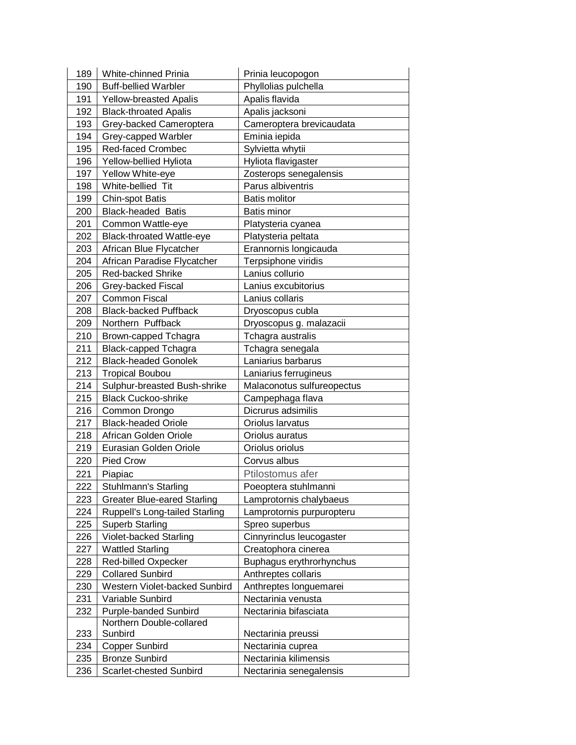| | | |
|---|---|---|
| 189 | White-chinned Prinia | Prinia leucopogon |
| 190 | Buff-bellied Warbler | Phyllolias pulchella |
| 191 | Yellow-breasted Apalis | Apalis flavida |
| 192 | Black-throated Apalis | Apalis jacksoni |
| 193 | Grey-backed Cameroptera | Cameroptera brevicaudata |
| 194 | Grey-capped Warbler | Eminia iepida |
| 195 | Red-faced Crombec | Sylvietta whytii |
| 196 | Yellow-bellied Hyliota | Hyliota flavigaster |
| 197 | Yellow White-eye | Zosterops senegalensis |
| 198 | White-bellied Tit | Parus albiventris |
| 199 | Chin-spot Batis | Batis molitor |
| 200 | Black-headed Batis | Batis minor |
| 201 | Common Wattle-eye | Platysteria cyanea |
| 202 | Black-throated Wattle-eye | Platysteria peltata |
| 203 | African Blue Flycatcher | Erannornis longicauda |
| 204 | African Paradise Flycatcher | Terpsiphone viridis |
| 205 | Red-backed Shrike | Lanius collurio |
| 206 | Grey-backed Fiscal | Lanius excubitorius |
| 207 | Common Fiscal | Lanius collaris |
| 208 | Black-backed Puffback | Dryoscopus cubla |
| 209 | Northern Puffback | Dryoscopus g. malazacii |
| 210 | Brown-capped Tchagra | Tchagra australis |
| 211 | Black-capped Tchagra | Tchagra senegala |
| 212 | Black-headed Gonolek | Laniarius barbarus |
| 213 | Tropical Boubou | Laniarius ferrugineus |
| 214 | Sulphur-breasted Bush-shrike | Malaconotus sulfureopectus |
| 215 | Black Cuckoo-shrike | Campephaga flava |
| 216 | Common Drongo | Dicrurus adsimilis |
| 217 | Black-headed Oriole | Oriolus larvatus |
| 218 | African Golden Oriole | Oriolus auratus |
| 219 | Eurasian Golden Oriole | Oriolus oriolus |
| 220 | Pied Crow | Corvus albus |
| 221 | Piapiac | Ptilostomus afer |
| 222 | Stuhlmann's Starling | Poeoptera stuhlmanni |
| 223 | Greater Blue-eared Starling | Lamprotornis chalybaeus |
| 224 | Ruppell's Long-tailed Starling | Lamprotornis purpuropteru |
| 225 | Superb Starling | Spreo superbus |
| 226 | Violet-backed Starling | Cinnyrinclus leucogaster |
| 227 | Wattled Starling | Creatophora cinerea |
| 228 | Red-billed Oxpecker | Buphagus erythrorhynchus |
| 229 | Collared Sunbird | Anthreptes collaris |
| 230 | Western Violet-backed Sunbird | Anthreptes longuemarei |
| 231 | Variable Sunbird | Nectarinia venusta |
| 232 | Purple-banded Sunbird | Nectarinia bifasciata |
| 233 | Northern Double-collared Sunbird | Nectarinia preussi |
| 234 | Copper Sunbird | Nectarinia cuprea |
| 235 | Bronze Sunbird | Nectarinia kilimensis |
| 236 | Scarlet-chested Sunbird | Nectarinia senegalensis |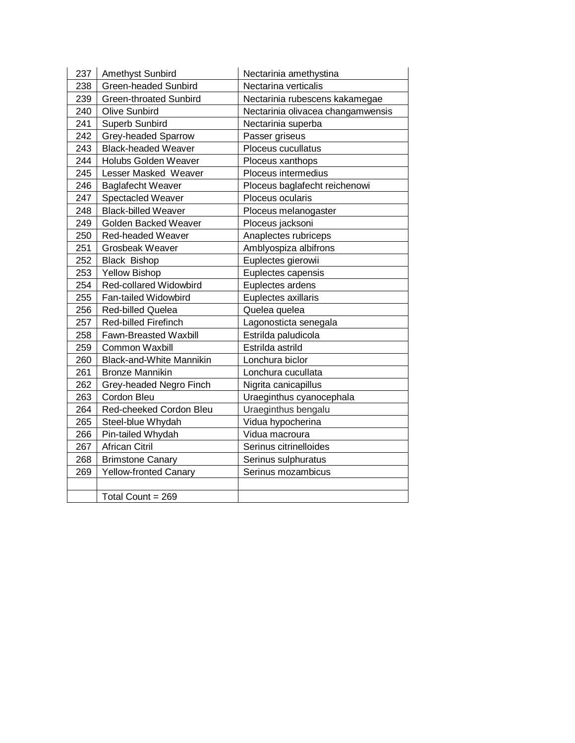| | | |
|---|---|---|
| 237 | Amethyst Sunbird | Nectarinia amethystina |
| 238 | Green-headed Sunbird | Nectarina verticalis |
| 239 | Green-throated Sunbird | Nectarinia rubescens kakamegae |
| 240 | Olive Sunbird | Nectarinia olivacea changamwensis |
| 241 | Superb Sunbird | Nectarinia superba |
| 242 | Grey-headed Sparrow | Passer griseus |
| 243 | Black-headed Weaver | Ploceus cucullatus |
| 244 | Holubs Golden Weaver | Ploceus xanthops |
| 245 | Lesser Masked  Weaver | Ploceus intermedius |
| 246 | Baglafecht Weaver | Ploceus baglafecht reichenowi |
| 247 | Spectacled Weaver | Ploceus ocularis |
| 248 | Black-billed Weaver | Ploceus melanogaster |
| 249 | Golden Backed Weaver | Ploceus jacksoni |
| 250 | Red-headed Weaver | Anaplectes rubriceps |
| 251 | Grosbeak Weaver | Amblyospiza albifrons |
| 252 | Black  Bishop | Euplectes gierowii |
| 253 | Yellow Bishop | Euplectes capensis |
| 254 | Red-collared Widowbird | Euplectes ardens |
| 255 | Fan-tailed Widowbird | Euplectes axillaris |
| 256 | Red-billed Quelea | Quelea quelea |
| 257 | Red-billed Firefinch | Lagonosticta senegala |
| 258 | Fawn-Breasted Waxbill | Estrilda paludicola |
| 259 | Common Waxbill | Estrilda astrild |
| 260 | Black-and-White Mannikin | Lonchura biclor |
| 261 | Bronze Mannikin | Lonchura cucullata |
| 262 | Grey-headed Negro Finch | Nigrita canicapillus |
| 263 | Cordon Bleu | Uraeginthus cyanocephala |
| 264 | Red-cheeked Cordon Bleu | Uraeginthus bengalu |
| 265 | Steel-blue Whydah | Vidua hypocherina |
| 266 | Pin-tailed Whydah | Vidua macroura |
| 267 | African Citril | Serinus citrinelloides |
| 268 | Brimstone Canary | Serinus sulphuratus |
| 269 | Yellow-fronted Canary | Serinus mozambicus |
| | | |
| | Total Count = 269 | |